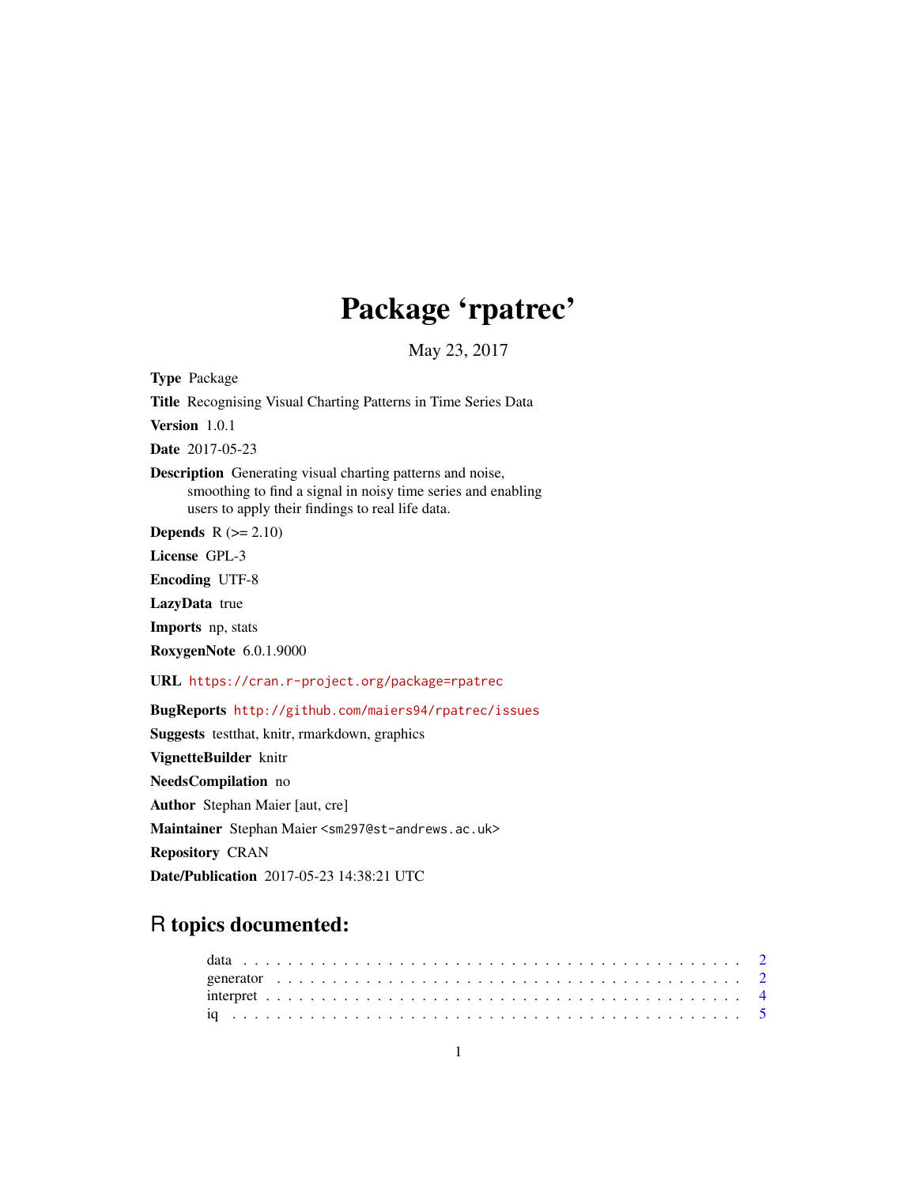# Package 'rpatrec'

May 23, 2017

**Type** Package

**Title** Recognising Visual Charting Patterns in Time Series Data

**Version** 1.0.1

**Date** 2017-05-23

**Description** Generating visual charting patterns and noise, smoothing to find a signal in noisy time series and enabling users to apply their findings to real life data.

**Depends** R (>= 2.10)

**License** GPL-3

**Encoding** UTF-8

**LazyData** true

**Imports** np, stats

**RoxygenNote** 6.0.1.9000

**URL** https://cran.r-project.org/package=rpatrec

**BugReports** http://github.com/maiers94/rpatrec/issues

**Suggests** testthat, knitr, rmarkdown, graphics

**VignetteBuilder** knitr

**NeedsCompilation** no

**Author** Stephan Maier [aut, cre]

**Maintainer** Stephan Maier <sm297@st-andrews.ac.uk>

**Repository** CRAN

**Date/Publication** 2017-05-23 14:38:21 UTC

## R topics documented:

data . . . . . . . . . . . . . . . . . . . . . . . . . . . . . . . . . . . . . . . . . . 2
generator . . . . . . . . . . . . . . . . . . . . . . . . . . . . . . . . . . . . . . . 2
interpret . . . . . . . . . . . . . . . . . . . . . . . . . . . . . . . . . . . . . . . . 4
iq . . . . . . . . . . . . . . . . . . . . . . . . . . . . . . . . . . . . . . . . . . . 5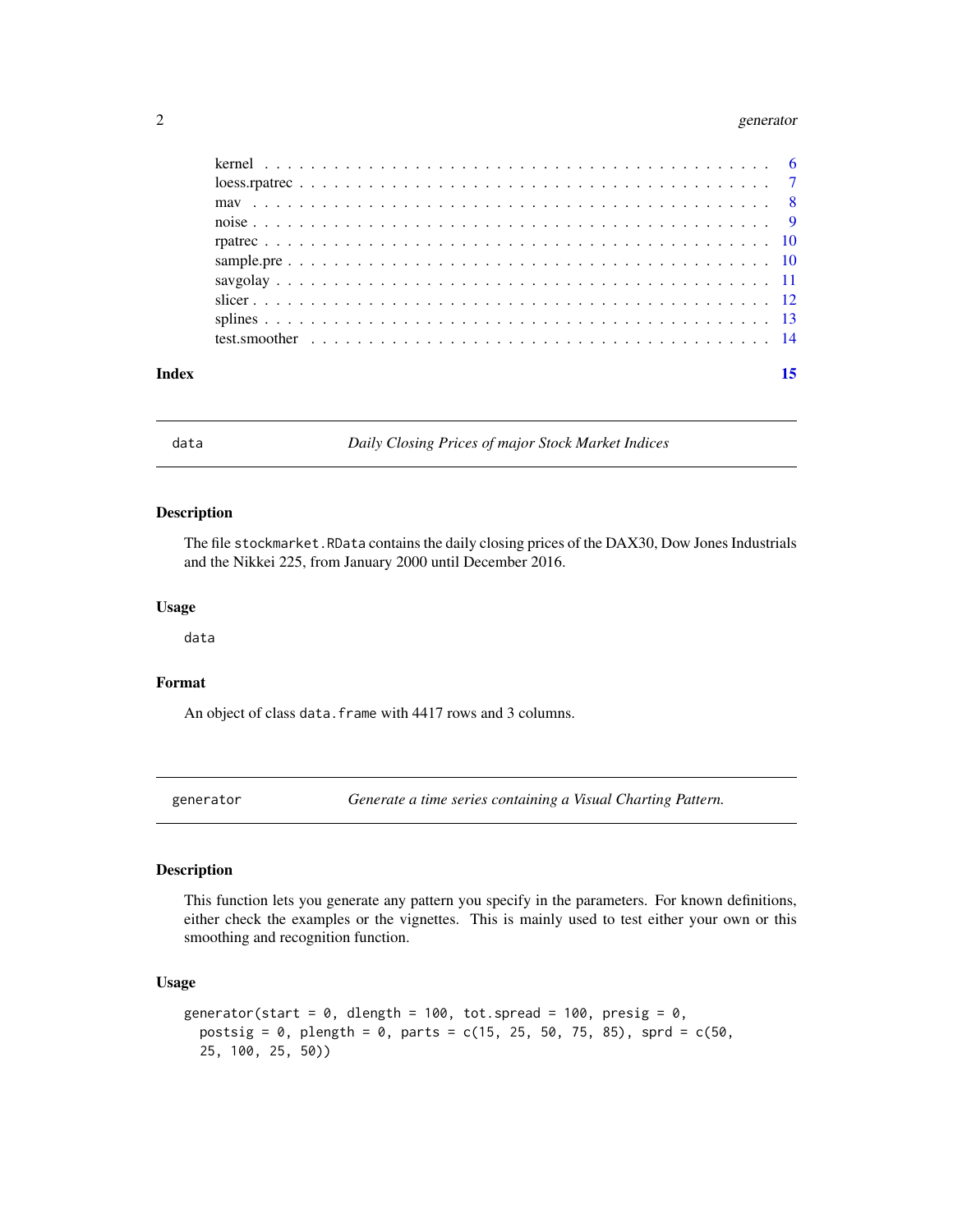kernel . . . . . . . . . . . . . . . . . . . . . . . . . . . . . . . . . . . . . . . . 6
loess.rpatrec . . . . . . . . . . . . . . . . . . . . . . . . . . . . . . . . . . . . . 7
mav . . . . . . . . . . . . . . . . . . . . . . . . . . . . . . . . . . . . . . . . . . 8
noise . . . . . . . . . . . . . . . . . . . . . . . . . . . . . . . . . . . . . . . . . 9
rpatrec . . . . . . . . . . . . . . . . . . . . . . . . . . . . . . . . . . . . . . . . 10
sample.pre . . . . . . . . . . . . . . . . . . . . . . . . . . . . . . . . . . . . . . . 10
savgolay . . . . . . . . . . . . . . . . . . . . . . . . . . . . . . . . . . . . . . . 11
slicer . . . . . . . . . . . . . . . . . . . . . . . . . . . . . . . . . . . . . . . . . 12
splines . . . . . . . . . . . . . . . . . . . . . . . . . . . . . . . . . . . . . . . . 13
test.smoother . . . . . . . . . . . . . . . . . . . . . . . . . . . . . . . . . . . . . 14

**Index** **15**

---

## data — *Daily Closing Prices of major Stock Market Indices*

### Description

The file `stockmarket.RData` contains the daily closing prices of the DAX30, Dow Jones Industrials and the Nikkei 225, from January 2000 until December 2016.

### Usage

```
data
```

### Format

An object of class `data.frame` with 4417 rows and 3 columns.

---

## generator — *Generate a time series containing a Visual Charting Pattern.*

### Description

This function lets you generate any pattern you specify in the parameters. For known definitions, either check the examples or the vignettes. This is mainly used to test either your own or this smoothing and recognition function.

### Usage

```
generator(start = 0, dlength = 100, tot.spread = 100, presig = 0,
  postsig = 0, plength = 0, parts = c(15, 25, 50, 75, 85), sprd = c(50,
  25, 100, 25, 50))
```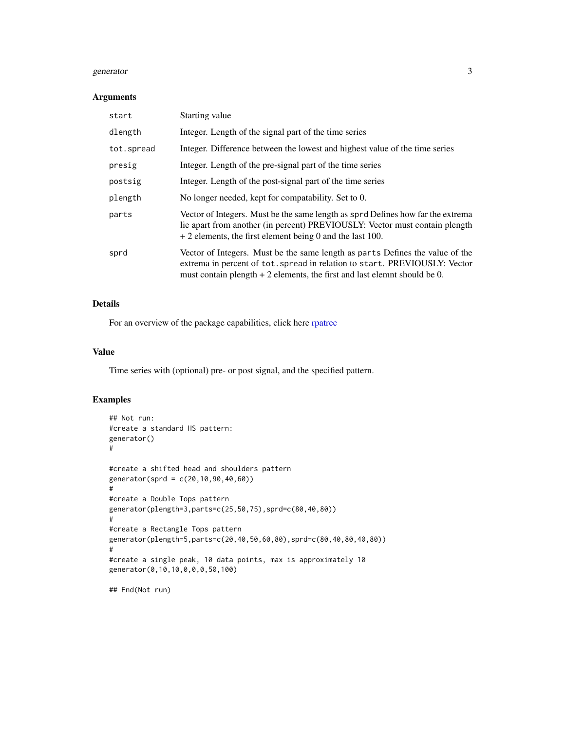### Arguments

| | |
|---|---|
| `start` | Starting value |
| `dlength` | Integer. Length of the signal part of the time series |
| `tot.spread` | Integer. Difference between the lowest and highest value of the time series |
| `presig` | Integer. Length of the pre-signal part of the time series |
| `postsig` | Integer. Length of the post-signal part of the time series |
| `plength` | No longer needed, kept for compatability. Set to 0. |
| `parts` | Vector of Integers. Must be the same length as `sprd` Defines how far the extrema lie apart from another (in percent) PREVIOUSLY: Vector must contain plength + 2 elements, the first element being 0 and the last 100. |
| `sprd` | Vector of Integers. Must be the same length as `parts` Defines the value of the extrema in percent of `tot.spread` in relation to `start`. PREVIOUSLY: Vector must contain plength + 2 elements, the first and last elemnt should be 0. |

### Details

For an overview of the package capabilities, click here rpatrec

### Value

Time series with (optional) pre- or post signal, and the specified pattern.

### Examples

```
## Not run:
#create a standard HS pattern:
generator()
#

#create a shifted head and shoulders pattern
generator(sprd = c(20,10,90,40,60))
#
#create a Double Tops pattern
generator(plength=3,parts=c(25,50,75),sprd=c(80,40,80))
#
#create a Rectangle Tops pattern
generator(plength=5,parts=c(20,40,50,60,80),sprd=c(80,40,80,40,80))
#
#create a single peak, 10 data points, max is approximately 10
generator(0,10,10,0,0,0,50,100)

## End(Not run)
```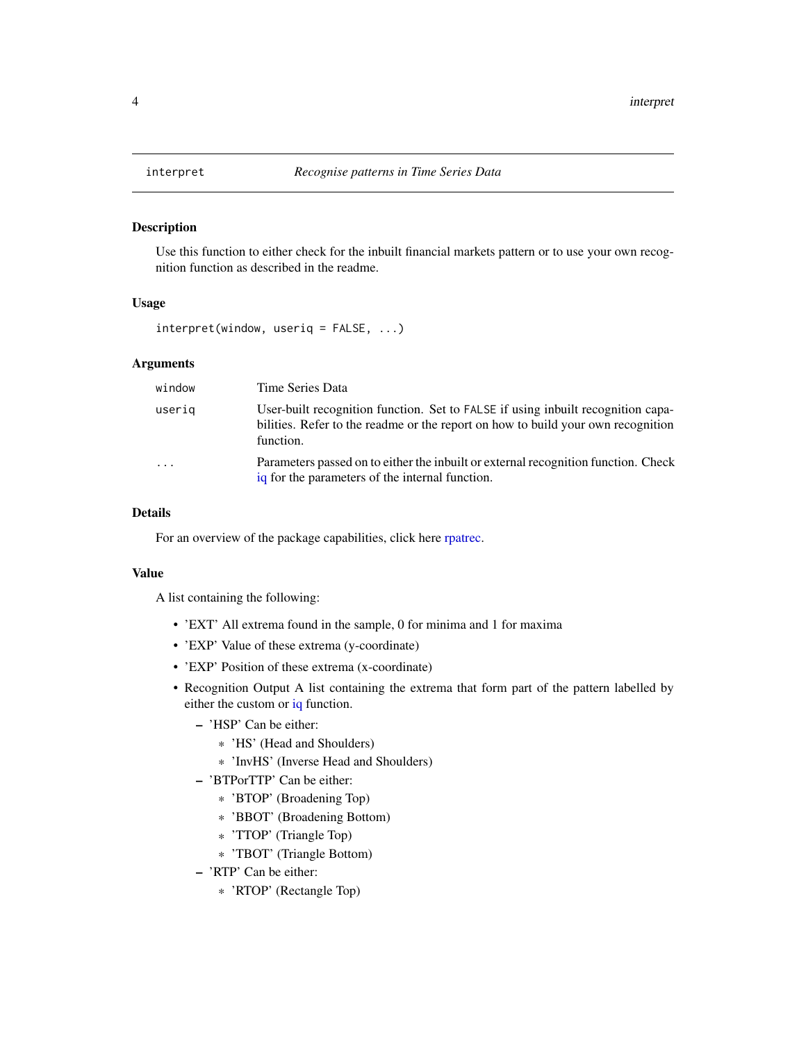# interpret — *Recognise patterns in Time Series Data*

## Description

Use this function to either check for the inbuilt financial markets pattern or to use your own recognition function as described in the readme.

## Usage

```
interpret(window, useriq = FALSE, ...)
```

## Arguments

| | |
|---|---|
| `window` | Time Series Data |
| `useriq` | User-built recognition function. Set to `FALSE` if using inbuilt recognition capabilities. Refer to the readme or the report on how to build your own recognition function. |
| `...` | Parameters passed on to either the inbuilt or external recognition function. Check iq for the parameters of the internal function. |

## Details

For an overview of the package capabilities, click here rpatrec.

## Value

A list containing the following:

- 'EXT' All extrema found in the sample, 0 for minima and 1 for maxima
- 'EXP' Value of these extrema (y-coordinate)
- 'EXP' Position of these extrema (x-coordinate)
- Recognition Output A list containing the extrema that form part of the pattern labelled by either the custom or iq function.
  - 'HSP' Can be either:
    - 'HS' (Head and Shoulders)
    - 'InvHS' (Inverse Head and Shoulders)
  - 'BTPorTTP' Can be either:
    - 'BTOP' (Broadening Top)
    - 'BBOT' (Broadening Bottom)
    - 'TTOP' (Triangle Top)
    - 'TBOT' (Triangle Bottom)
  - 'RTP' Can be either:
    - 'RTOP' (Rectangle Top)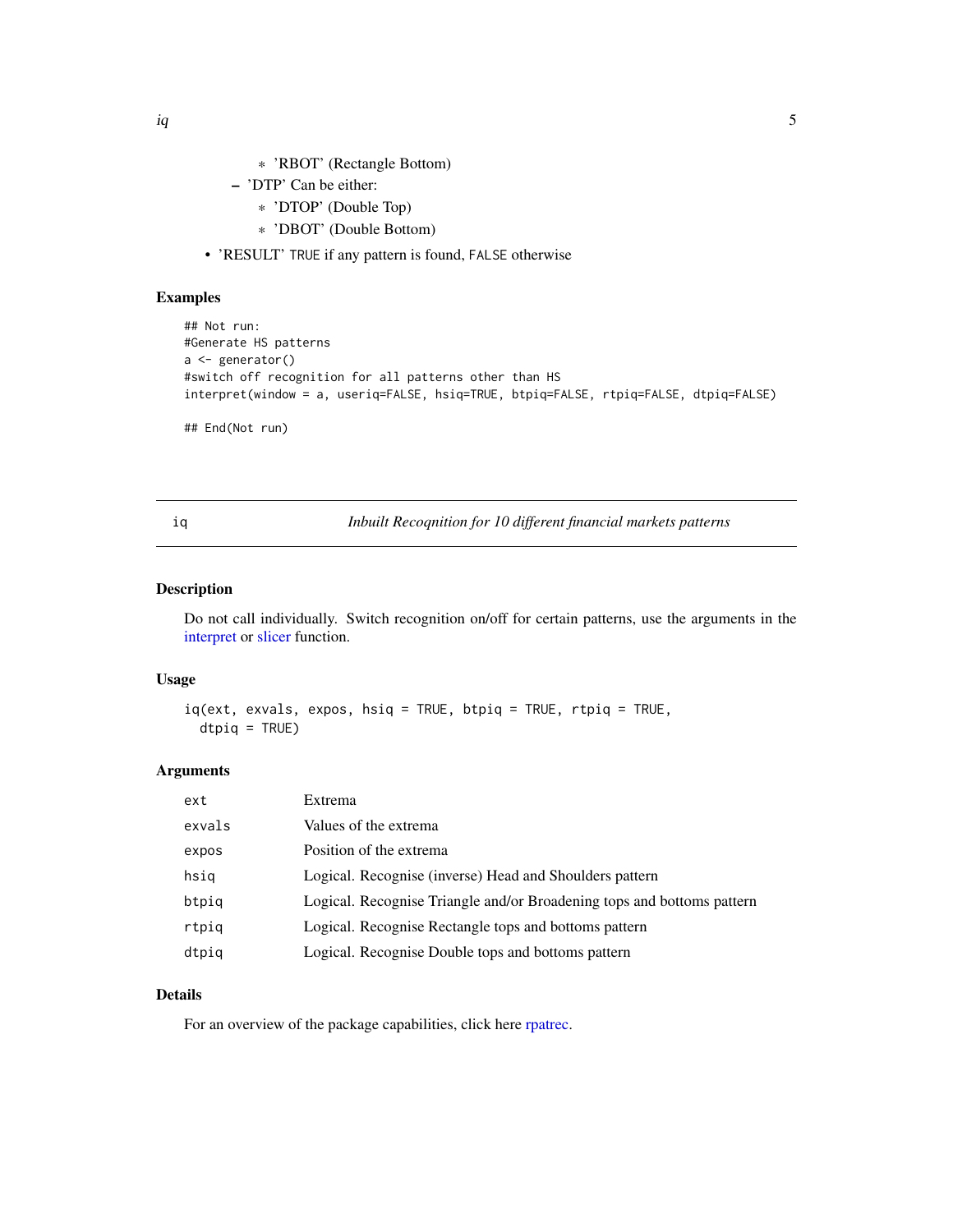- 'RBOT' (Rectangle Bottom)
    - 'DTP' Can be either:
        - 'DTOP' (Double Top)
        - 'DBOT' (Double Bottom)
- 'RESULT' TRUE if any pattern is found, FALSE otherwise

### Examples

```
## Not run:
#Generate HS patterns
a <- generator()
#switch off recognition for all patterns other than HS
interpret(window = a, useriq=FALSE, hsiq=TRUE, btpiq=FALSE, rtpiq=FALSE, dtpiq=FALSE)

## End(Not run)
```

---

## iq — *Inbuilt Recoqnition for 10 different financial markets patterns*

### Description

Do not call individually. Switch recognition on/off for certain patterns, use the arguments in the interpret or slicer function.

### Usage

```
iq(ext, exvals, expos, hsiq = TRUE, btpiq = TRUE, rtpiq = TRUE,
  dtpiq = TRUE)
```

### Arguments

| | |
|---|---|
| ext | Extrema |
| exvals | Values of the extrema |
| expos | Position of the extrema |
| hsiq | Logical. Recognise (inverse) Head and Shoulders pattern |
| btpiq | Logical. Recognise Triangle and/or Broadening tops and bottoms pattern |
| rtpiq | Logical. Recognise Rectangle tops and bottoms pattern |
| dtpiq | Logical. Recognise Double tops and bottoms pattern |

### Details

For an overview of the package capabilities, click here rpatrec.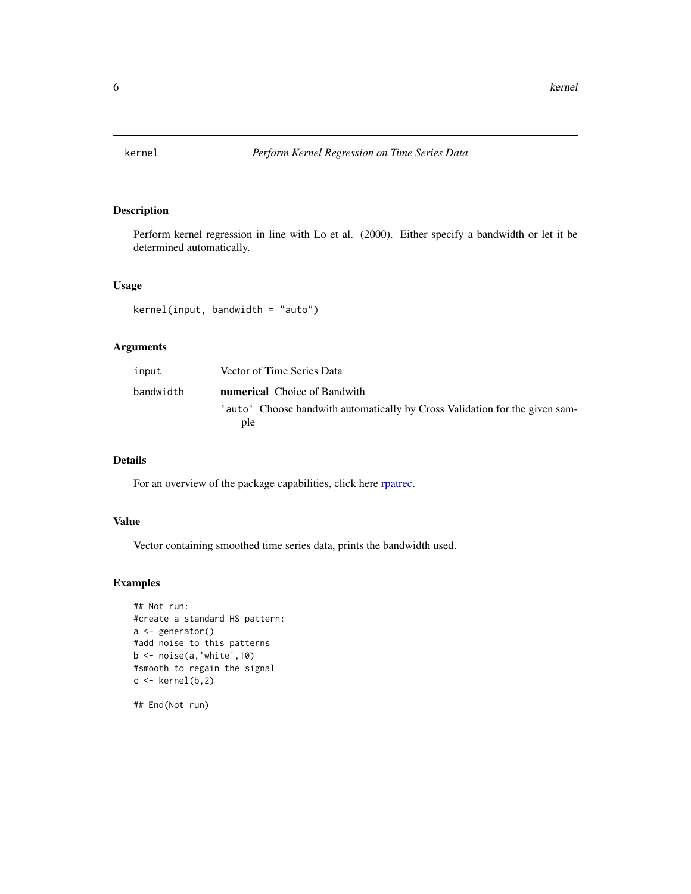# kernel — *Perform Kernel Regression on Time Series Data*

## Description

Perform kernel regression in line with Lo et al. (2000). Either specify a bandwidth or let it be determined automatically.

## Usage

```
kernel(input, bandwidth = "auto")
```

## Arguments

| | |
|---|---|
| `input` | Vector of Time Series Data |
| `bandwidth` | **numerical** Choice of Bandwith<br>`'auto'` Choose bandwith automatically by Cross Validation for the given sample |

## Details

For an overview of the package capabilities, click here rpatrec.

## Value

Vector containing smoothed time series data, prints the bandwidth used.

## Examples

```
## Not run:
#create a standard HS pattern:
a <- generator()
#add noise to this patterns
b <- noise(a,'white',10)
#smooth to regain the signal
c <- kernel(b,2)

## End(Not run)
```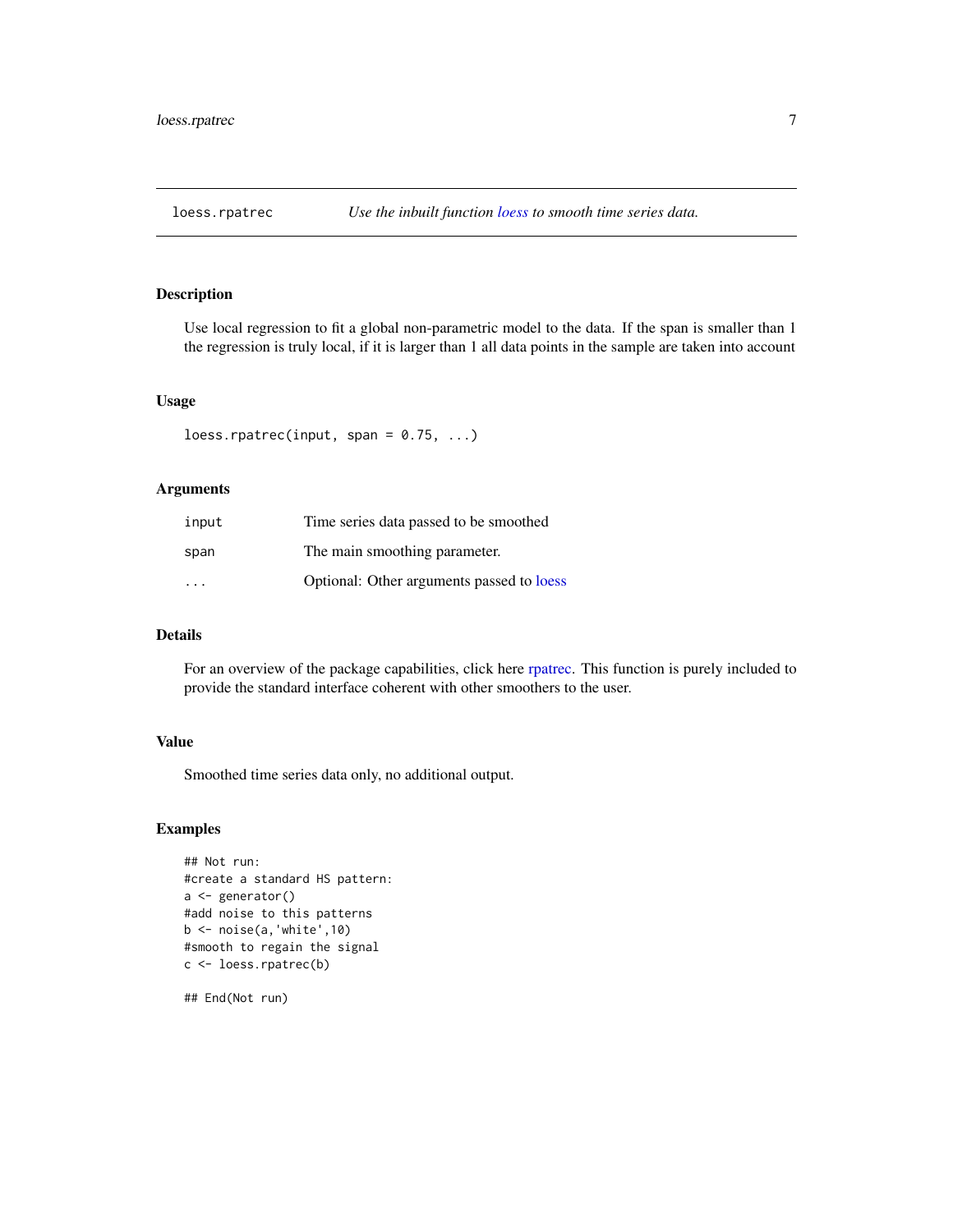# loess.rpatrec — *Use the inbuilt function loess to smooth time series data.*

## Description

Use local regression to fit a global non-parametric model to the data. If the span is smaller than 1 the regression is truly local, if it is larger than 1 all data points in the sample are taken into account

## Usage

```
loess.rpatrec(input, span = 0.75, ...)
```

## Arguments

| | |
|---|---|
| input | Time series data passed to be smoothed |
| span | The main smoothing parameter. |
| ... | Optional: Other arguments passed to loess |

## Details

For an overview of the package capabilities, click here rpatrec. This function is purely included to provide the standard interface coherent with other smoothers to the user.

## Value

Smoothed time series data only, no additional output.

## Examples

```
## Not run:
#create a standard HS pattern:
a <- generator()
#add noise to this patterns
b <- noise(a,'white',10)
#smooth to regain the signal
c <- loess.rpatrec(b)

## End(Not run)
```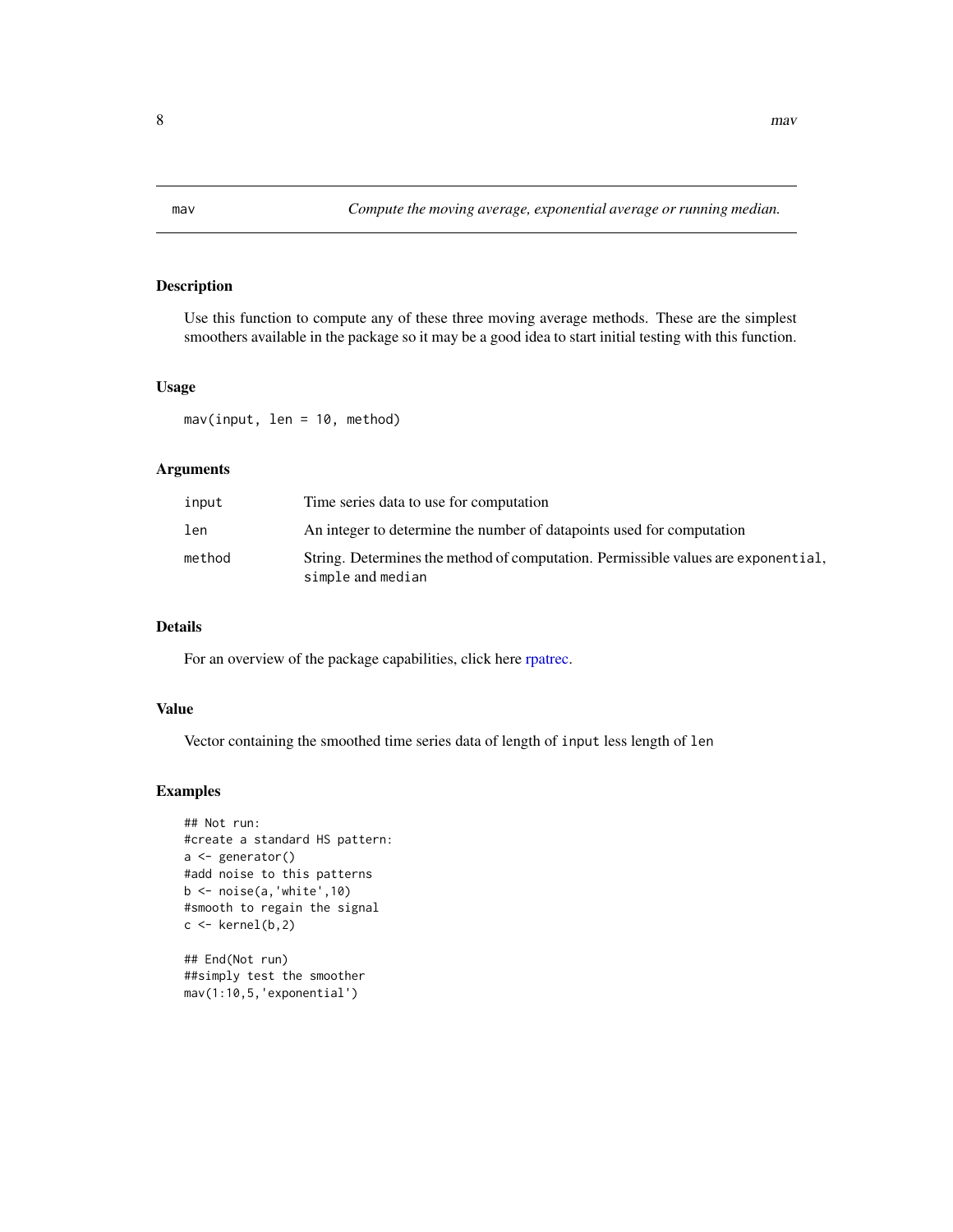mav — *Compute the moving average, exponential average or running median.*

## Description

Use this function to compute any of these three moving average methods. These are the simplest smoothers available in the package so it may be a good idea to start initial testing with this function.

## Usage

```
mav(input, len = 10, method)
```

## Arguments

| | |
|---|---|
| `input` | Time series data to use for computation |
| `len` | An integer to determine the number of datapoints used for computation |
| `method` | String. Determines the method of computation. Permissible values are `exponential`, `simple` and `median` |

## Details

For an overview of the package capabilities, click here rpatrec.

## Value

Vector containing the smoothed time series data of length of `input` less length of `len`

## Examples

```
## Not run:
#create a standard HS pattern:
a <- generator()
#add noise to this patterns
b <- noise(a,'white',10)
#smooth to regain the signal
c <- kernel(b,2)

## End(Not run)
##simply test the smoother
mav(1:10,5,'exponential')
```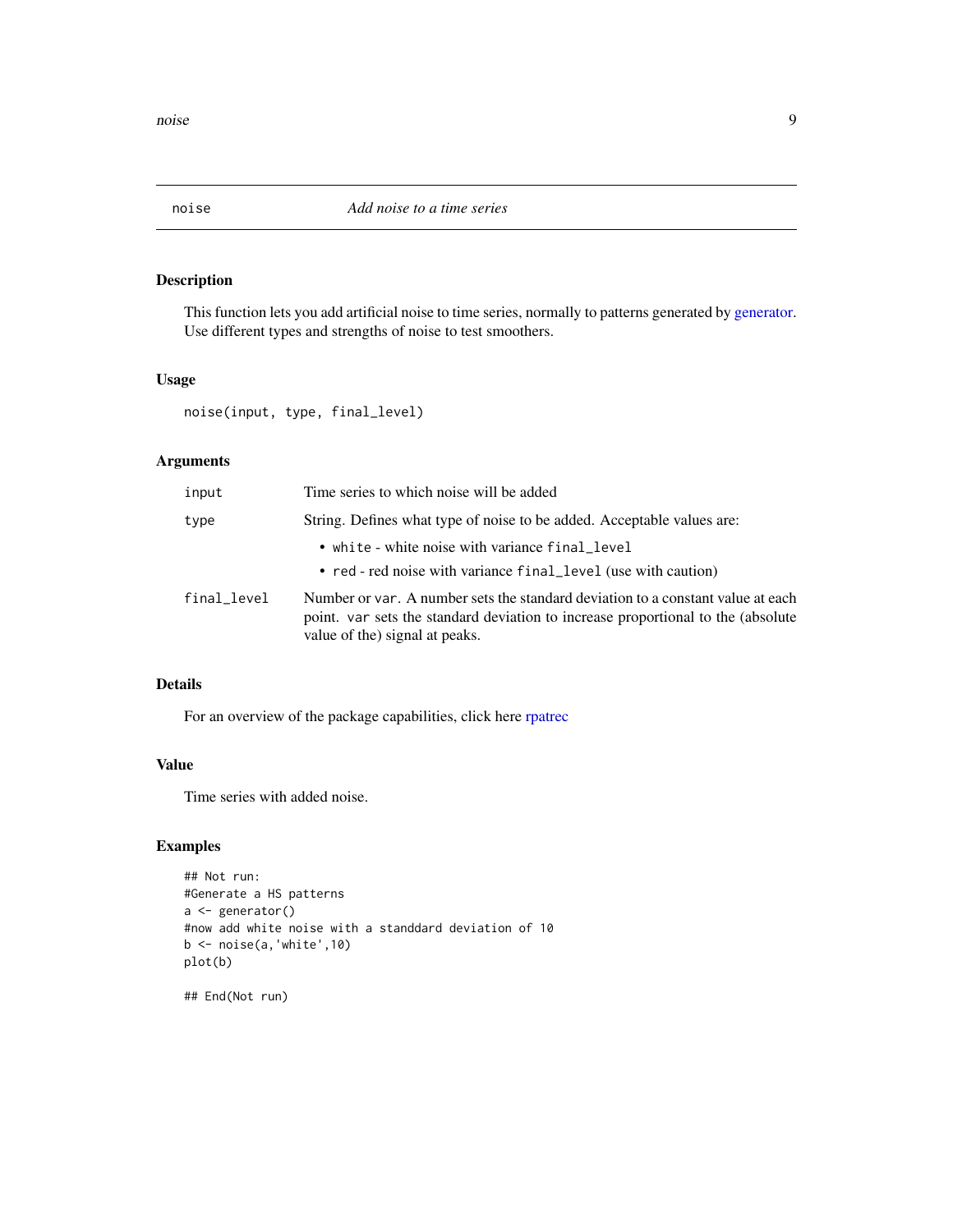## noise — *Add noise to a time series*

### Description

This function lets you add artificial noise to time series, normally to patterns generated by generator. Use different types and strengths of noise to test smoothers.

### Usage

```
noise(input, type, final_level)
```

### Arguments

| | |
|---|---|
| `input` | Time series to which noise will be added |
| `type` | String. Defines what type of noise to be added. Acceptable values are: <br>• `white` - white noise with variance `final_level` <br>• `red` - red noise with variance `final_level` (use with caution) |
| `final_level` | Number or `var`. A number sets the standard deviation to a constant value at each point. `var` sets the standard deviation to increase proportional to the (absolute value of the) signal at peaks. |

### Details

For an overview of the package capabilities, click here rpatrec

### Value

Time series with added noise.

### Examples

```
## Not run:
#Generate a HS patterns
a <- generator()
#now add white noise with a standdard deviation of 10
b <- noise(a,'white',10)
plot(b)

## End(Not run)
```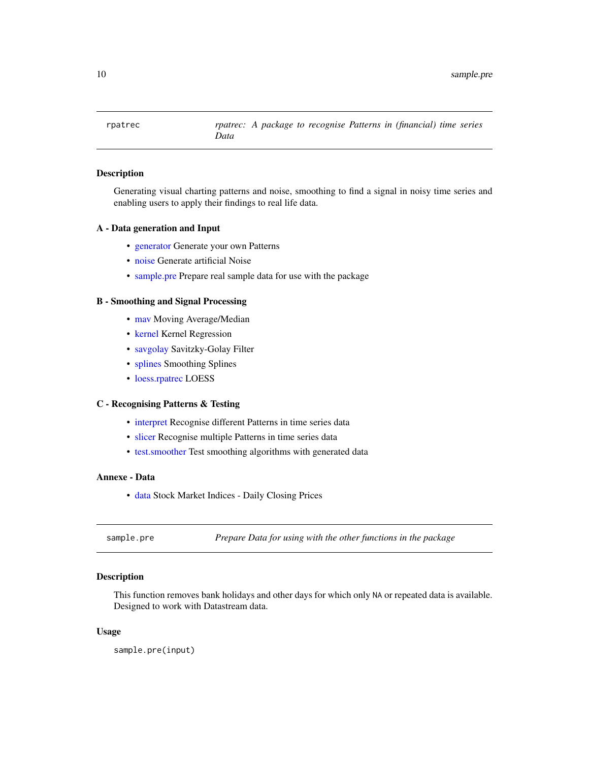## rpatrec — *rpatrec: A package to recognise Patterns in (financial) time series Data*

### Description

Generating visual charting patterns and noise, smoothing to find a signal in noisy time series and enabling users to apply their findings to real life data.

### A - Data generation and Input

- generator Generate your own Patterns
- noise Generate artificial Noise
- sample.pre Prepare real sample data for use with the package

### B - Smoothing and Signal Processing

- mav Moving Average/Median
- kernel Kernel Regression
- savgolay Savitzky-Golay Filter
- splines Smoothing Splines
- loess.rpatrec LOESS

### C - Recognising Patterns & Testing

- interpret Recognise different Patterns in time series data
- slicer Recognise multiple Patterns in time series data
- test.smoother Test smoothing algorithms with generated data

### Annexe - Data

- data Stock Market Indices - Daily Closing Prices

## sample.pre — *Prepare Data for using with the other functions in the package*

### Description

This function removes bank holidays and other days for which only `NA` or repeated data is available. Designed to work with Datastream data.

### Usage

```
sample.pre(input)
```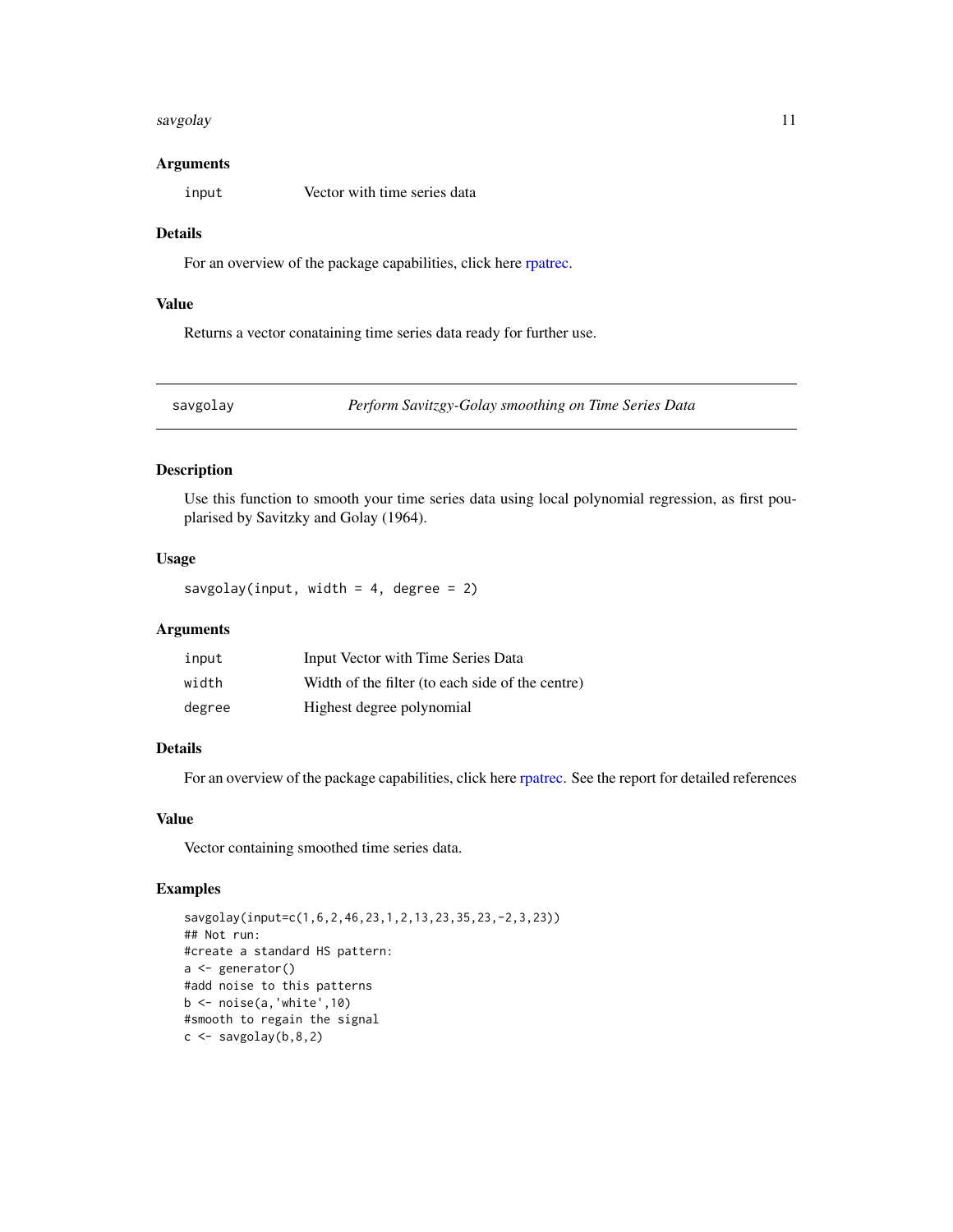### Arguments

| | |
|---|---|
| `input` | Vector with time series data |

### Details

For an overview of the package capabilities, click here rpatrec.

### Value

Returns a vector conataining time series data ready for further use.

---

## savgolay — *Perform Savitzgy-Golay smoothing on Time Series Data*

### Description

Use this function to smooth your time series data using local polynomial regression, as first poupularised by Savitzky and Golay (1964).

### Usage

```
savgolay(input, width = 4, degree = 2)
```

### Arguments

| | |
|---|---|
| `input` | Input Vector with Time Series Data |
| `width` | Width of the filter (to each side of the centre) |
| `degree` | Highest degree polynomial |

### Details

For an overview of the package capabilities, click here rpatrec. See the report for detailed references

### Value

Vector containing smoothed time series data.

### Examples

```
savgolay(input=c(1,6,2,46,23,1,2,13,23,35,23,-2,3,23))
## Not run:
#create a standard HS pattern:
a <- generator()
#add noise to this patterns
b <- noise(a,'white',10)
#smooth to regain the signal
c <- savgolay(b,8,2)
```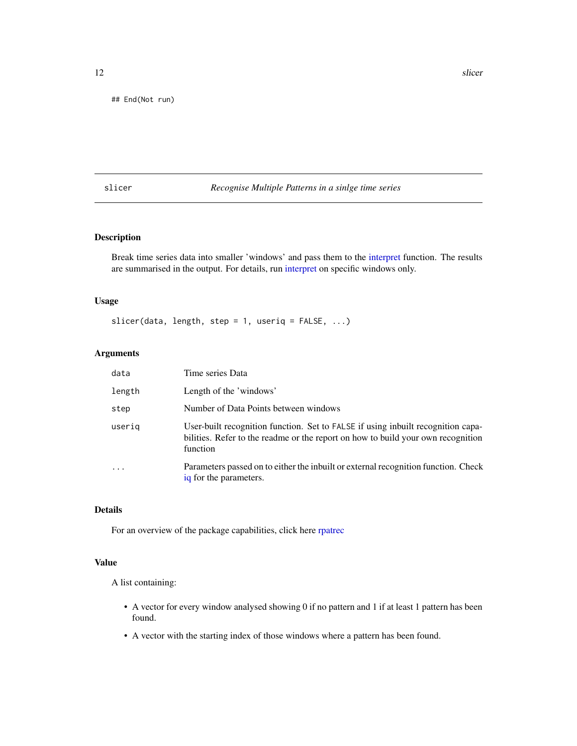```
## End(Not run)
```

## slicer — *Recognise Multiple Patterns in a sinlge time series*

### Description

Break time series data into smaller 'windows' and pass them to the interpret function. The results are summarised in the output. For details, run interpret on specific windows only.

### Usage

```
slicer(data, length, step = 1, useriq = FALSE, ...)
```

### Arguments

| | |
|---|---|
| `data` | Time series Data |
| `length` | Length of the 'windows' |
| `step` | Number of Data Points between windows |
| `useriq` | User-built recognition function. Set to `FALSE` if using inbuilt recognition capabilities. Refer to the readme or the report on how to build your own recognition function |
| `...` | Parameters passed on to either the inbuilt or external recognition function. Check iq for the parameters. |

### Details

For an overview of the package capabilities, click here rpatrec

### Value

A list containing:

- A vector for every window analysed showing 0 if no pattern and 1 if at least 1 pattern has been found.
- A vector with the starting index of those windows where a pattern has been found.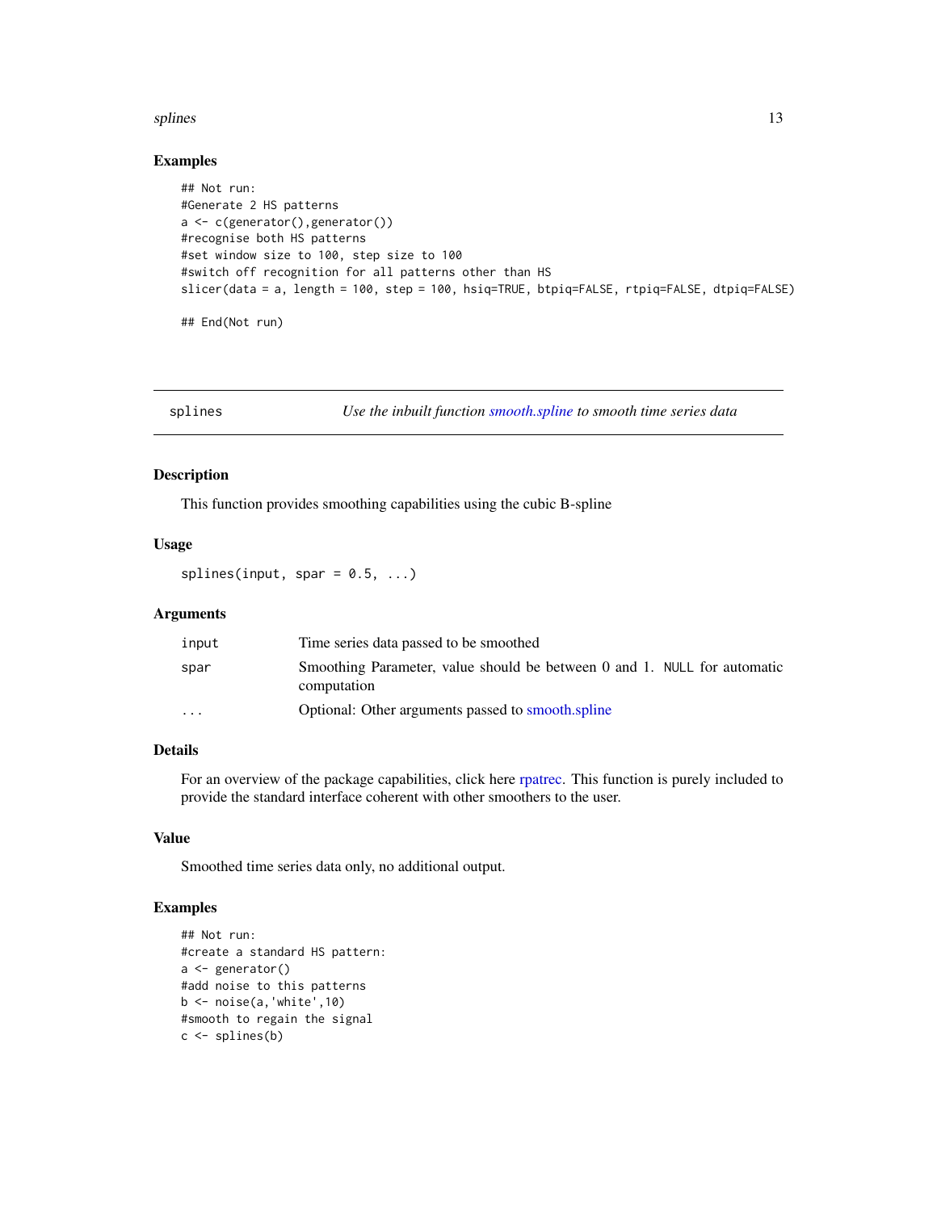## Examples

```
## Not run:
#Generate 2 HS patterns
a <- c(generator(),generator())
#recognise both HS patterns
#set window size to 100, step size to 100
#switch off recognition for all patterns other than HS
slicer(data = a, length = 100, step = 100, hsiq=TRUE, btpiq=FALSE, rtpiq=FALSE, dtpiq=FALSE)

## End(Not run)
```

---

# splines — *Use the inbuilt function smooth.spline to smooth time series data*

## Description

This function provides smoothing capabilities using the cubic B-spline

## Usage

```
splines(input, spar = 0.5, ...)
```

## Arguments

| | |
|---|---|
| input | Time series data passed to be smoothed |
| spar | Smoothing Parameter, value should be between 0 and 1. NULL for automatic computation |
| ... | Optional: Other arguments passed to smooth.spline |

## Details

For an overview of the package capabilities, click here rpatrec. This function is purely included to provide the standard interface coherent with other smoothers to the user.

## Value

Smoothed time series data only, no additional output.

## Examples

```
## Not run:
#create a standard HS pattern:
a <- generator()
#add noise to this patterns
b <- noise(a,'white',10)
#smooth to regain the signal
c <- splines(b)
```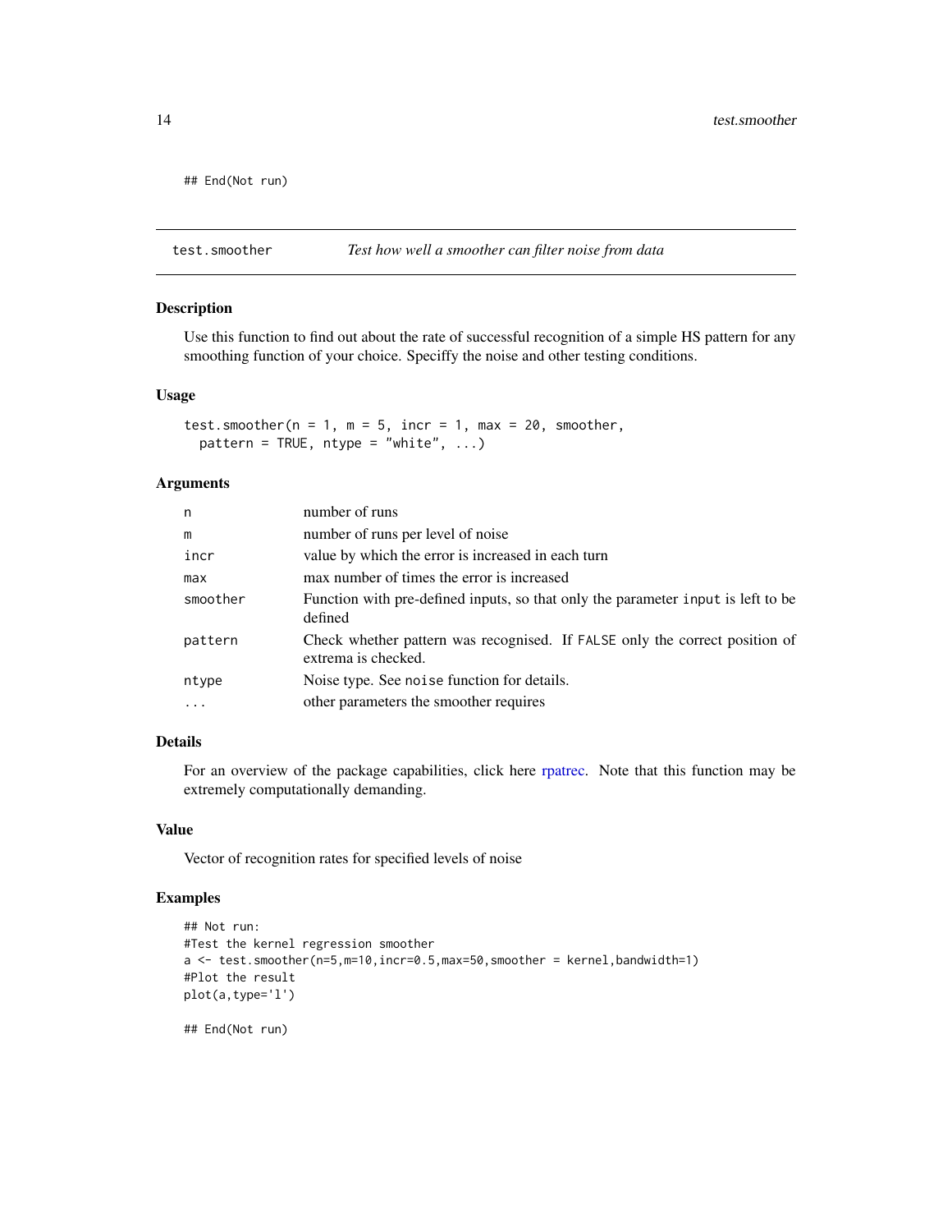```
## End(Not run)
```

## test.smoother — *Test how well a smoother can filter noise from data*

### Description

Use this function to find out about the rate of successful recognition of a simple HS pattern for any smoothing function of your choice. Speciffy the noise and other testing conditions.

### Usage

```
test.smoother(n = 1, m = 5, incr = 1, max = 20, smoother,
  pattern = TRUE, ntype = "white", ...)
```

### Arguments

| | |
|---|---|
| `n` | number of runs |
| `m` | number of runs per level of noise |
| `incr` | value by which the error is increased in each turn |
| `max` | max number of times the error is increased |
| `smoother` | Function with pre-defined inputs, so that only the parameter `input` is left to be defined |
| `pattern` | Check whether pattern was recognised. If `FALSE` only the correct position of extrema is checked. |
| `ntype` | Noise type. See `noise` function for details. |
| `...` | other parameters the smoother requires |

### Details

For an overview of the package capabilities, click here rpatrec. Note that this function may be extremely computationally demanding.

### Value

Vector of recognition rates for specified levels of noise

### Examples

```
## Not run:
#Test the kernel regression smoother
a <- test.smoother(n=5,m=10,incr=0.5,max=50,smoother = kernel,bandwidth=1)
#Plot the result
plot(a,type='l')

## End(Not run)
```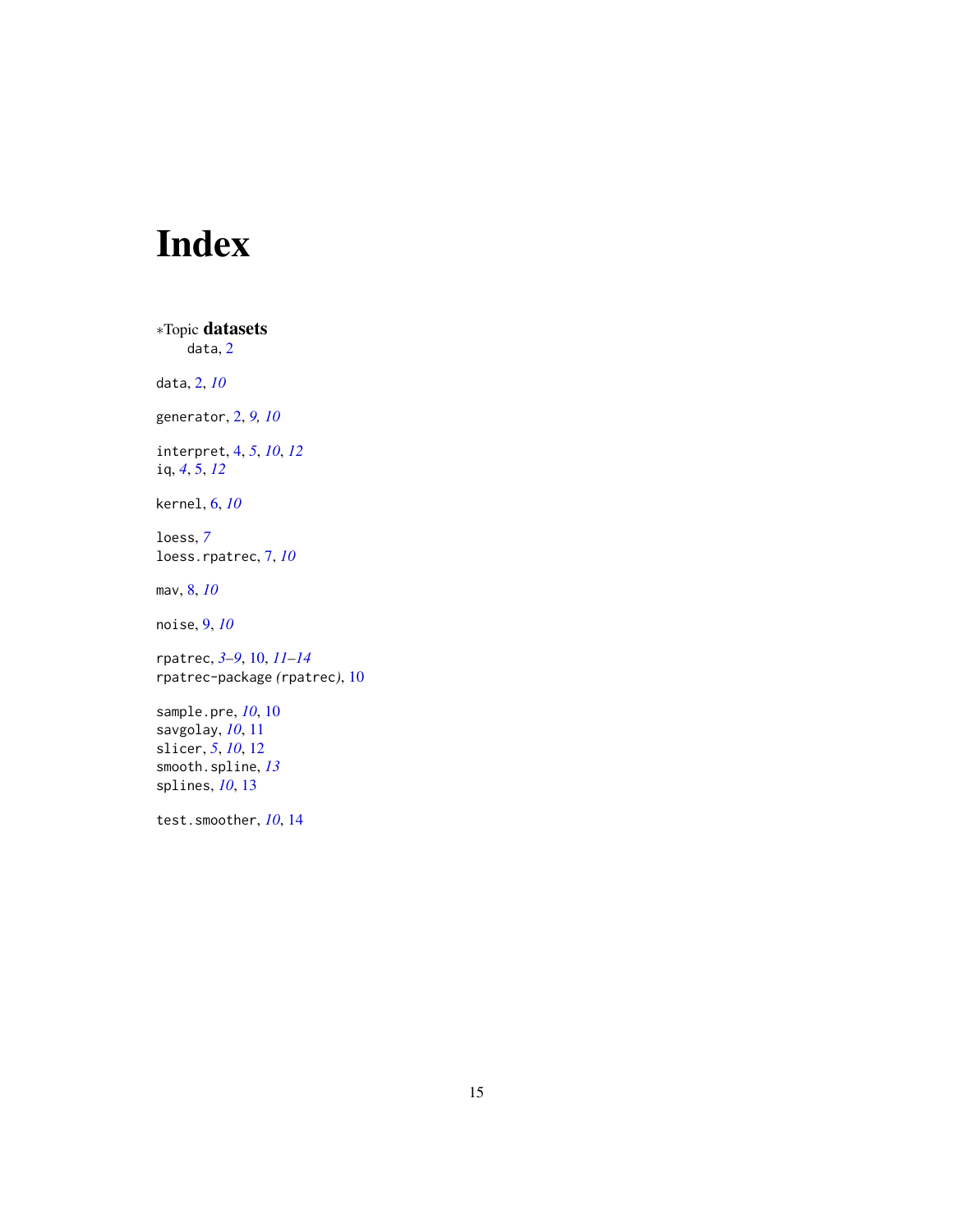# Index

*Topic **datasets**
    data, 2

data, 2, *10*

generator, 2, *9, 10*

interpret, 4, *5*, *10*, *12*
iq, *4*, 5, *12*

kernel, 6, *10*

loess, *7*
loess.rpatrec, 7, *10*

mav, 8, *10*

noise, 9, *10*

rpatrec, *3–9*, 10, *11–14*
rpatrec-package *(*rpatrec*)*, 10

sample.pre, *10*, 10
savgolay, *10*, 11
slicer, *5*, *10*, 12
smooth.spline, *13*
splines, *10*, 13

test.smoother, *10*, 14